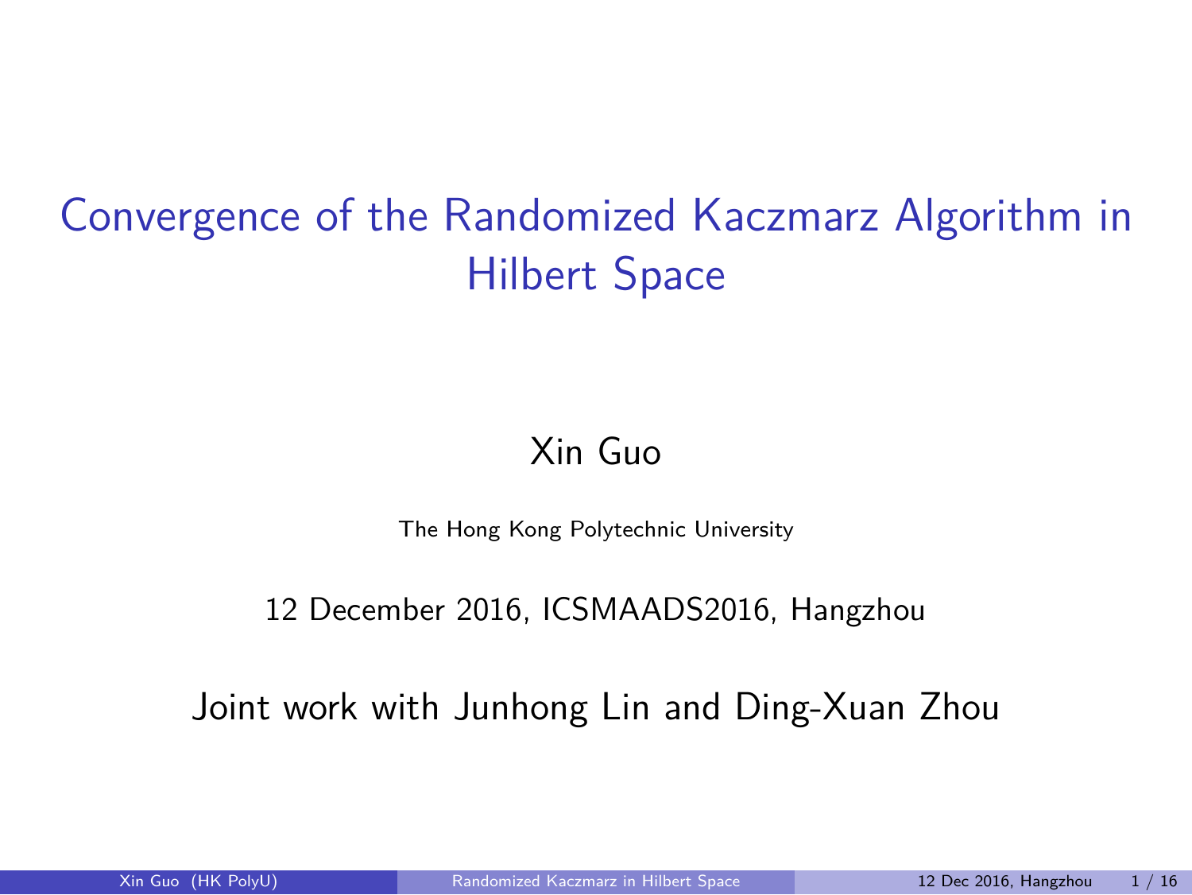# Convergence of the Randomized Kaczmarz Algorithm in Hilbert Space

Xin Guo

The Hong Kong Polytechnic University

12 December 2016, ICSMAADS2016, Hangzhou

Joint work with Junhong Lin and Ding-Xuan Zhou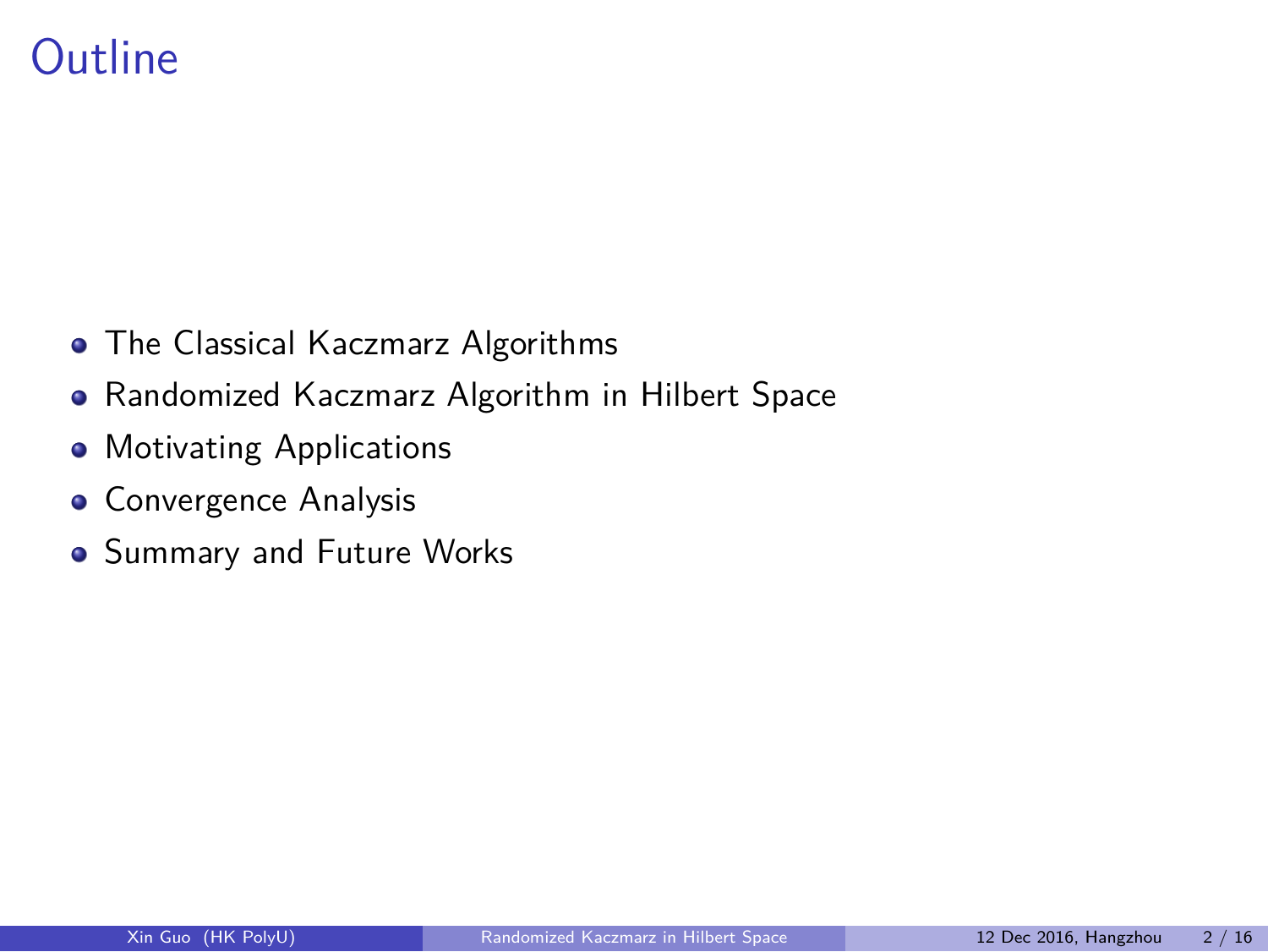# Outline

- The Classical Kaczmarz Algorithms
- Randomized Kaczmarz Algorithm in Hilbert Space
- Motivating Applications
- Convergence Analysis
- Summary and Future Works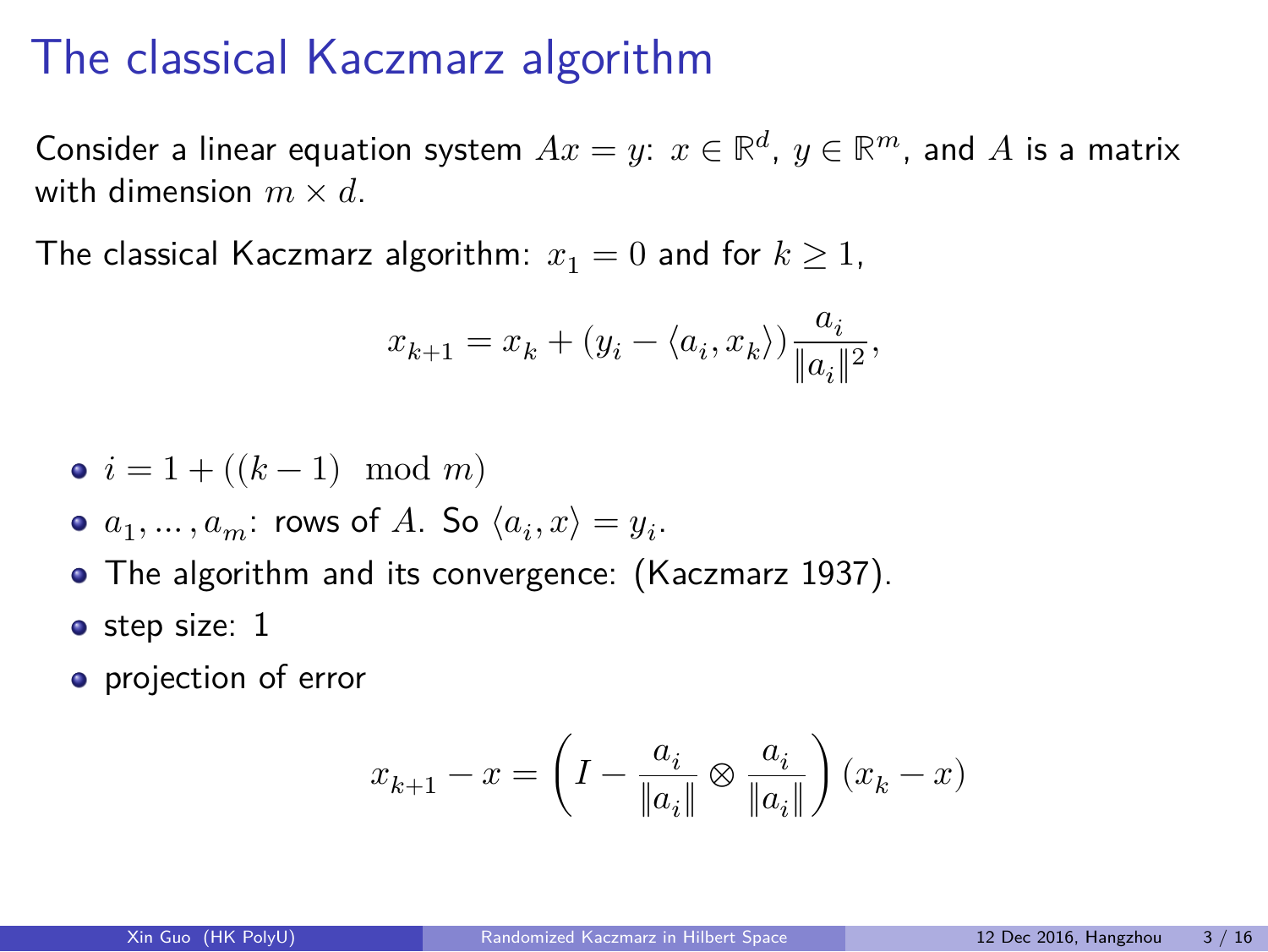# The classical Kaczmarz algorithm

Consider a linear equation system $Ax = y$: $x \in \mathbb{R}^d$, $y \in \mathbb{R}^m$, and $A$ is a matrix with dimension $m \times d$.

The classical Kaczmarz algorithm: $x_1 = 0$ and for $k \geq 1$,

$$x_{k+1} = x_k + (y_i - \langle a_i, x_k \rangle) \frac{a_i}{\|a_i\|^2},$$

- $i = 1 + ((k-1) \mod m)$
- $a_1, \ldots, a_m$: rows of $A$. So $\langle a_i, x \rangle = y_i$.
- The algorithm and its convergence: (Kaczmarz 1937).
- step size: 1
- projection of error

$$x_{k+1} - x = \left( I - \frac{a_i}{\|a_i\|} \otimes \frac{a_i}{\|a_i\|} \right) (x_k - x)$$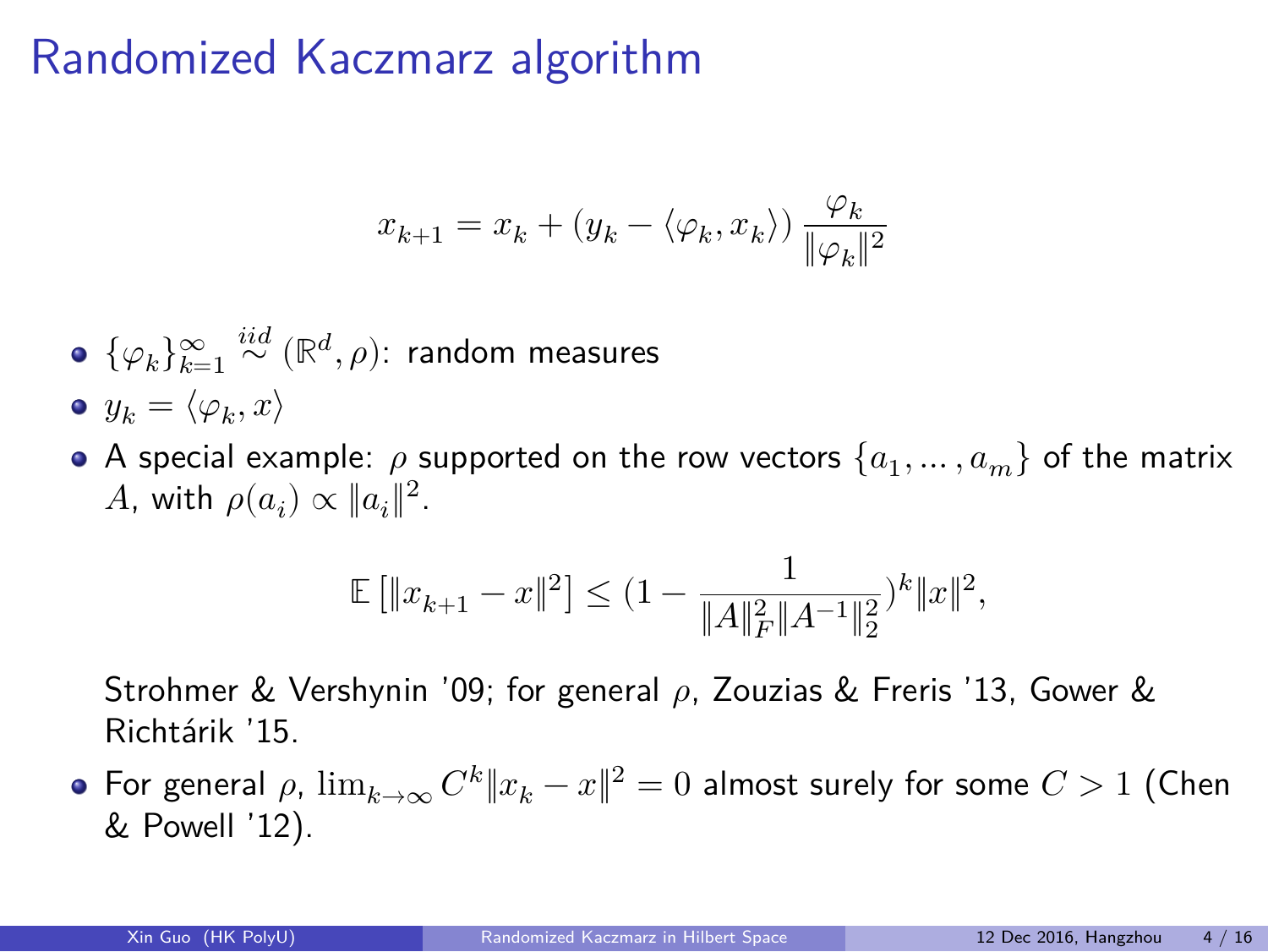# Randomized Kaczmarz algorithm

$$x_{k+1} = x_k + (y_k - \langle \varphi_k, x_k \rangle) \frac{\varphi_k}{\|\varphi_k\|^2}$$

- $\{\varphi_k\}_{k=1}^{\infty} \overset{iid}{\sim} (\mathbb{R}^d, \rho)$: random measures
- $y_k = \langle \varphi_k, x \rangle$
- A special example: $\rho$ supported on the row vectors $\{a_1, \ldots, a_m\}$ of the matrix $A$, with $\rho(a_i) \propto \|a_i\|^2$.

$$\mathbb{E}\left[\|x_{k+1} - x\|^2\right] \leq (1 - \frac{1}{\|A\|_F^2 \|A^{-1}\|_2^2})^k \|x\|^2,$$

  Strohmer & Vershynin '09; for general $\rho$, Zouzias & Freris '13, Gower & Richtárik '15.
- For general $\rho$, $\lim_{k\to\infty} C^k \|x_k - x\|^2 = 0$ almost surely for some $C > 1$ (Chen & Powell '12).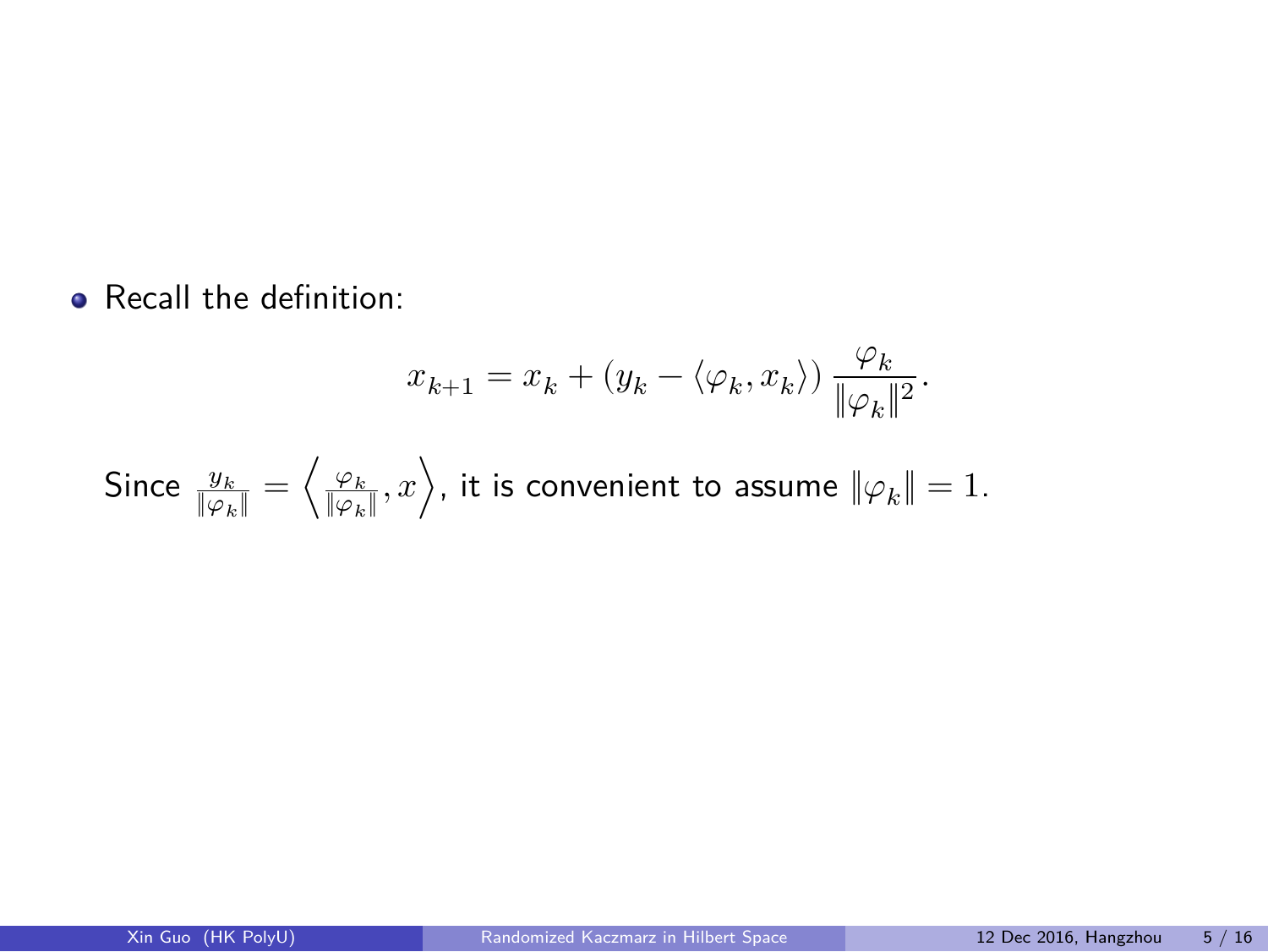- Recall the definition:

$$x_{k+1} = x_k + \left(y_k - \langle \varphi_k, x_k \rangle\right) \frac{\varphi_k}{\|\varphi_k\|^2}.$$

Since $\frac{y_k}{\|\varphi_k\|} = \left\langle \frac{\varphi_k}{\|\varphi_k\|}, x \right\rangle$, it is convenient to assume $\|\varphi_k\| = 1$.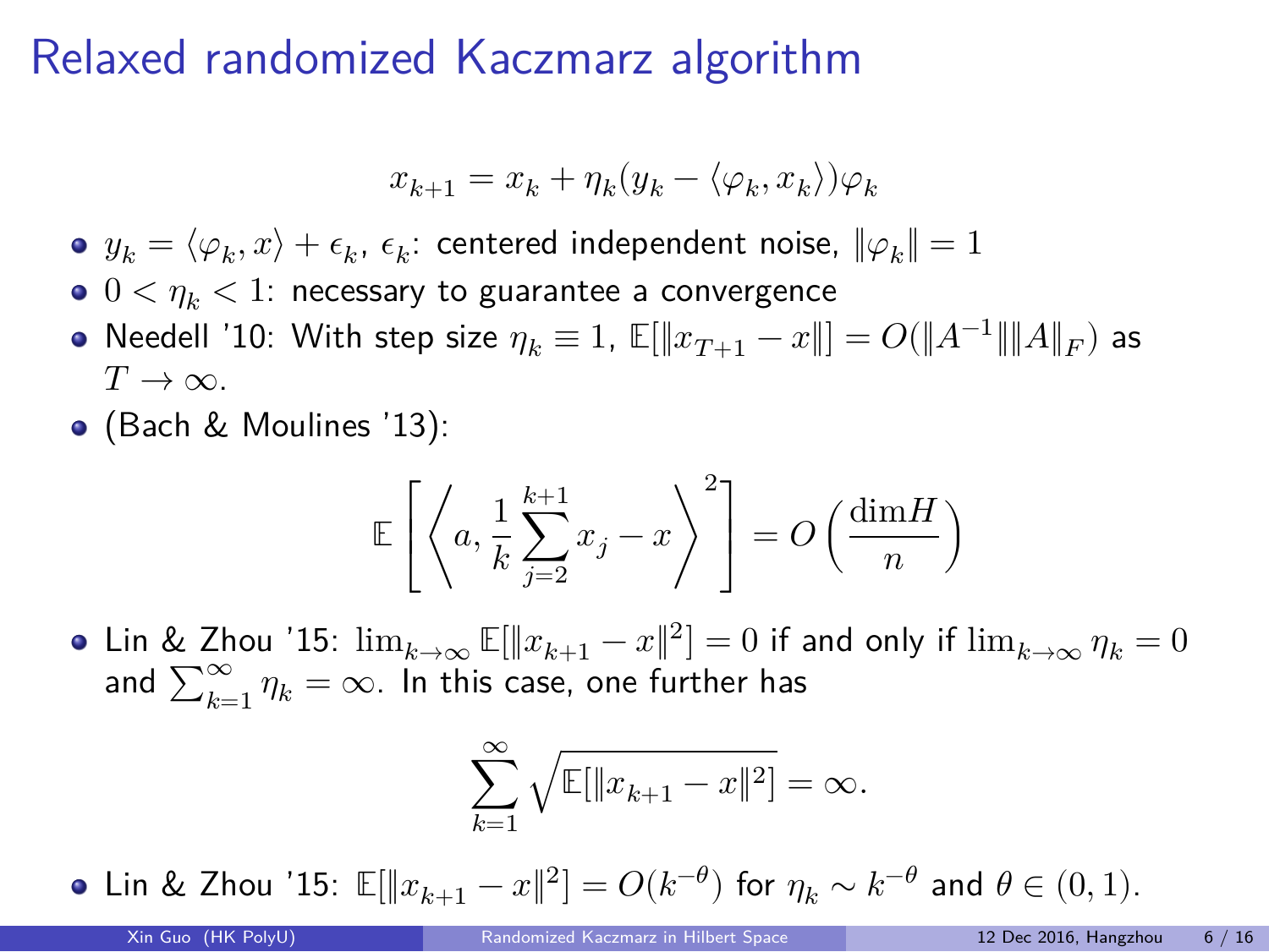# Relaxed randomized Kaczmarz algorithm

$$x_{k+1} = x_k + \eta_k (y_k - \langle \varphi_k, x_k \rangle) \varphi_k$$

- $y_k = \langle \varphi_k, x \rangle + \epsilon_k$, $\epsilon_k$: centered independent noise, $\|\varphi_k\| = 1$
- $0 < \eta_k < 1$: necessary to guarantee a convergence
- Needell '10: With step size $\eta_k \equiv 1$, $\mathbb{E}[\|x_{T+1} - x\|] = O(\|A^{-1}\| \|A\|_F)$ as $T \to \infty$.
- (Bach & Moulines '13):

$$\mathbb{E}\left[ \left\langle a, \frac{1}{k} \sum_{j=2}^{k+1} x_j - x \right\rangle^2 \right] = O\left( \frac{\dim H}{n} \right)$$

- Lin & Zhou '15: $\lim_{k\to\infty} \mathbb{E}[\|x_{k+1} - x\|^2] = 0$ if and only if $\lim_{k\to\infty} \eta_k = 0$ and $\sum_{k=1}^{\infty} \eta_k = \infty$. In this case, one further has

$$\sum_{k=1}^{\infty} \sqrt{\mathbb{E}[\|x_{k+1} - x\|^2]} = \infty.$$

- Lin & Zhou '15: $\mathbb{E}[\|x_{k+1} - x\|^2] = O(k^{-\theta})$ for $\eta_k \sim k^{-\theta}$ and $\theta \in (0, 1)$.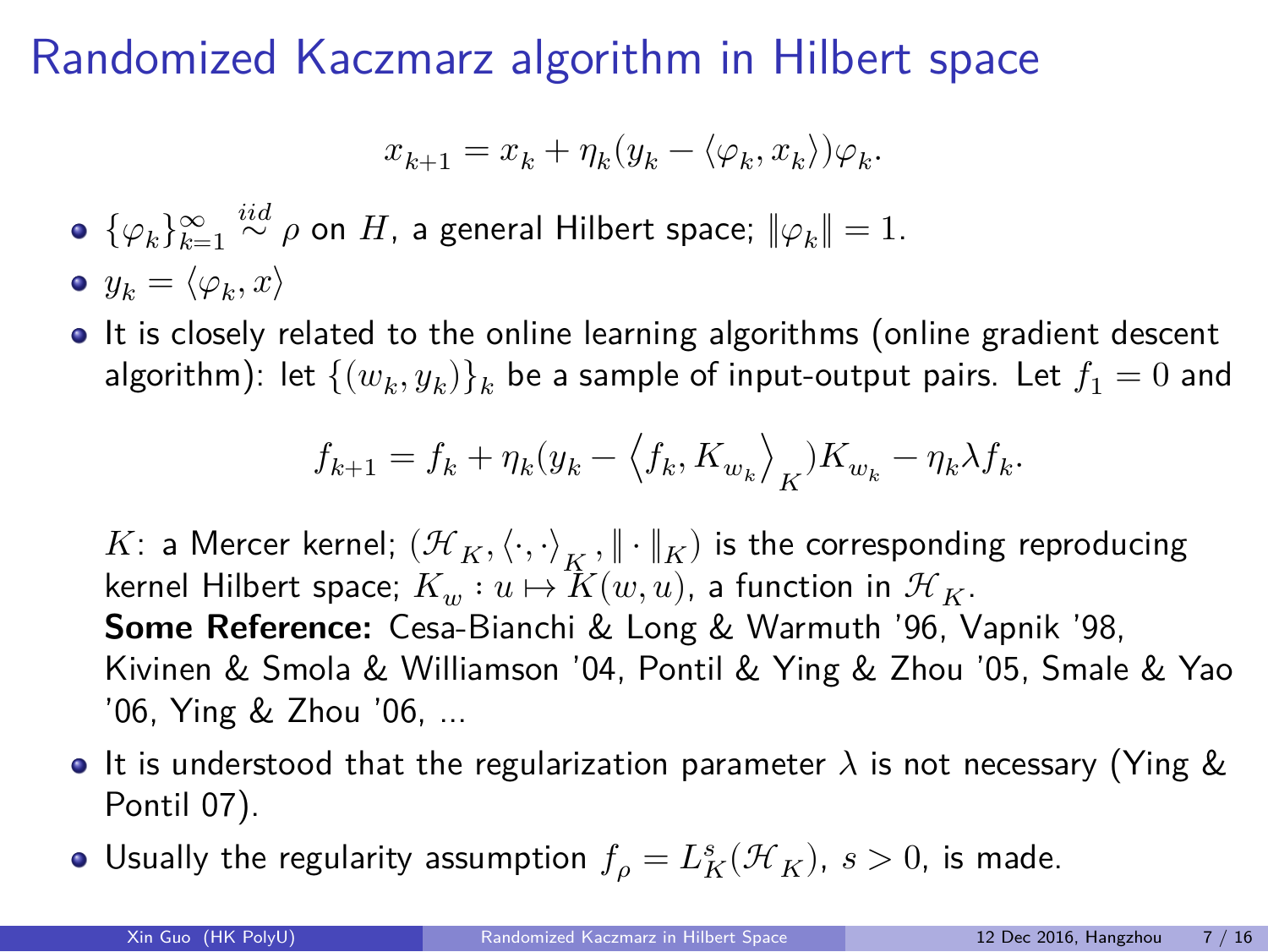# Randomized Kaczmarz algorithm in Hilbert space

$$x_{k+1} = x_k + \eta_k(y_k - \langle \varphi_k, x_k \rangle)\varphi_k.$$

- $\{\varphi_k\}_{k=1}^{\infty} \overset{iid}{\sim} \rho$ on $H$, a general Hilbert space; $\|\varphi_k\| = 1$.
- $y_k = \langle \varphi_k, x \rangle$
- It is closely related to the online learning algorithms (online gradient descent algorithm): let $\{(w_k, y_k)\}_k$ be a sample of input-output pairs. Let $f_1 = 0$ and

  $$f_{k+1} = f_k + \eta_k(y_k - \left\langle f_k, K_{w_k} \right\rangle_K)K_{w_k} - \eta_k \lambda f_k.$$

  $K$: a Mercer kernel; $(\mathcal{H}_K, \langle \cdot, \cdot \rangle_K, \| \cdot \|_K)$ is the corresponding reproducing kernel Hilbert space; $K_w : u \mapsto K(w, u)$, a function in $\mathcal{H}_K$.
  **Some Reference:** Cesa-Bianchi & Long & Warmuth '96, Vapnik '98, Kivinen & Smola & Williamson '04, Pontil & Ying & Zhou '05, Smale & Yao '06, Ying & Zhou '06, ...
- It is understood that the regularization parameter $\lambda$ is not necessary (Ying & Pontil 07).
- Usually the regularity assumption $f_\rho = L_K^s(\mathcal{H}_K)$, $s > 0$, is made.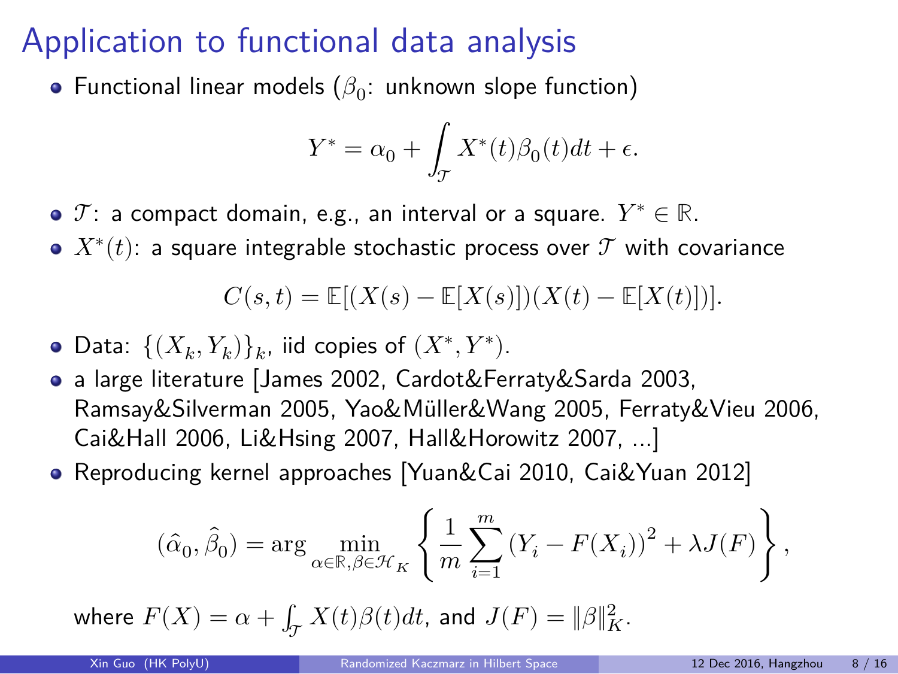# Application to functional data analysis

- Functional linear models ($\beta_0$: unknown slope function)

$$Y^* = \alpha_0 + \int_{\mathcal{T}} X^*(t)\beta_0(t)dt + \epsilon.$$

- $\mathcal{T}$: a compact domain, e.g., an interval or a square. $Y^* \in \mathbb{R}$.
- $X^*(t)$: a square integrable stochastic process over $\mathcal{T}$ with covariance

$$C(s,t) = \mathbb{E}[(X(s) - \mathbb{E}[X(s)])(X(t) - \mathbb{E}[X(t)])].$$

- Data: $\{(X_k, Y_k)\}_k$, iid copies of $(X^*, Y^*)$.
- a large literature [James 2002, Cardot&Ferraty&Sarda 2003, Ramsay&Silverman 2005, Yao&Müller&Wang 2005, Ferraty&Vieu 2006, Cai&Hall 2006, Li&Hsing 2007, Hall&Horowitz 2007, ...]
- Reproducing kernel approaches [Yuan&Cai 2010, Cai&Yuan 2012]

$$(\hat{\alpha}_0, \hat{\beta}_0) = \arg\min_{\alpha \in \mathbb{R}, \beta \in \mathcal{H}_K} \left\{ \frac{1}{m} \sum_{i=1}^{m} (Y_i - F(X_i))^2 + \lambda J(F) \right\},$$

where $F(X) = \alpha + \int_{\mathcal{T}} X(t)\beta(t)dt$, and $J(F) = \|\beta\|_K^2$.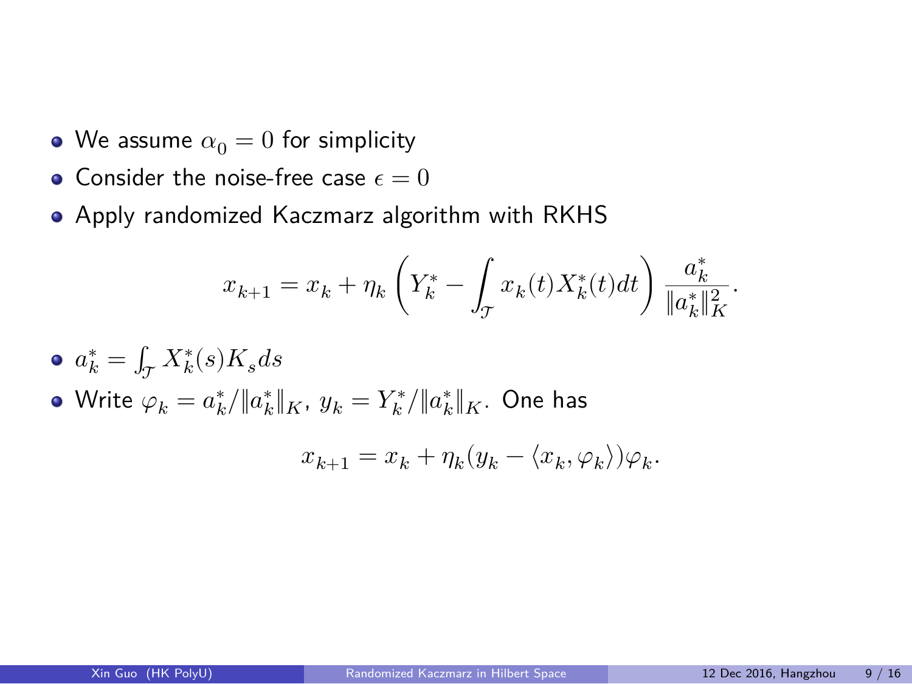- We assume $\alpha_0 = 0$ for simplicity
- Consider the noise-free case $\epsilon = 0$
- Apply randomized Kaczmarz algorithm with RKHS

$$x_{k+1} = x_k + \eta_k \left( Y_k^* - \int_{\mathcal{T}} x_k(t) X_k^*(t) dt \right) \frac{a_k^*}{\|a_k^*\|_K^2}.$$

- $a_k^* = \int_{\mathcal{T}} X_k^*(s) K_s ds$
- Write $\varphi_k = a_k^* / \|a_k^*\|_K$, $y_k = Y_k^* / \|a_k^*\|_K$. One has

$$x_{k+1} = x_k + \eta_k (y_k - \langle x_k, \varphi_k \rangle) \varphi_k.$$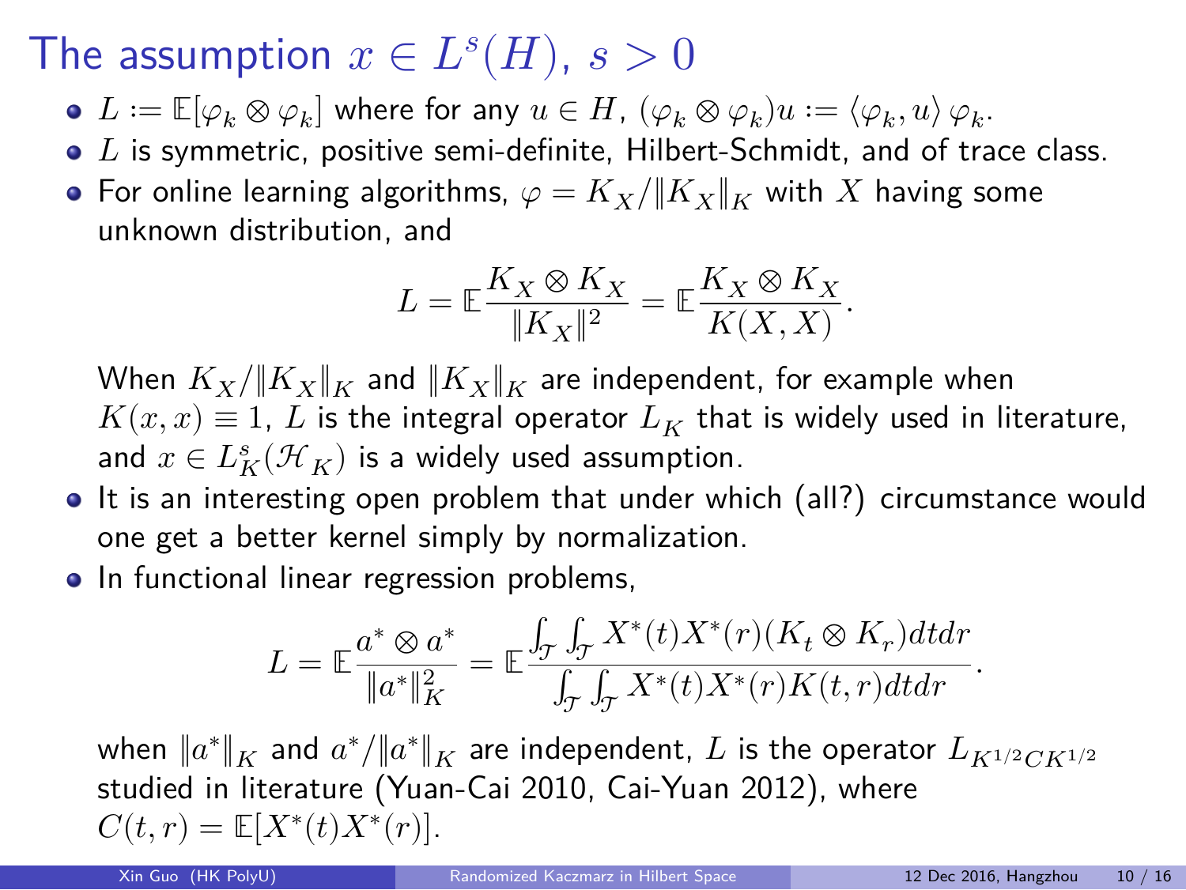# The assumption $x \in L^s(H)$, $s > 0$

- $L := \mathbb{E}[\varphi_k \otimes \varphi_k]$ where for any $u \in H$, $(\varphi_k \otimes \varphi_k)u := \langle \varphi_k, u \rangle \varphi_k$.
- $L$ is symmetric, positive semi-definite, Hilbert-Schmidt, and of trace class.
- For online learning algorithms, $\varphi = K_X / \|K_X\|_K$ with $X$ having some unknown distribution, and

$$L = \mathbb{E}\frac{K_X \otimes K_X}{\|K_X\|^2} = \mathbb{E}\frac{K_X \otimes K_X}{K(X,X)}.$$

  When $K_X/\|K_X\|_K$ and $\|K_X\|_K$ are independent, for example when $K(x,x) \equiv 1$, $L$ is the integral operator $L_K$ that is widely used in literature, and $x \in L_K^s(\mathcal{H}_K)$ is a widely used assumption.
- It is an interesting open problem that under which (all?) circumstance would one get a better kernel simply by normalization.
- In functional linear regression problems,

$$L = \mathbb{E}\frac{a^* \otimes a^*}{\|a^*\|_K^2} = \mathbb{E}\frac{\int_{\mathcal{T}} \int_{\mathcal{T}} X^*(t) X^*(r) (K_t \otimes K_r) dt dr}{\int_{\mathcal{T}} \int_{\mathcal{T}} X^*(t) X^*(r) K(t,r) dt dr}.$$

  when $\|a^*\|_K$ and $a^*/\|a^*\|_K$ are independent, $L$ is the operator $L_{K^{1/2} C K^{1/2}}$ studied in literature (Yuan-Cai 2010, Cai-Yuan 2012), where $C(t,r) = \mathbb{E}[X^*(t) X^*(r)]$.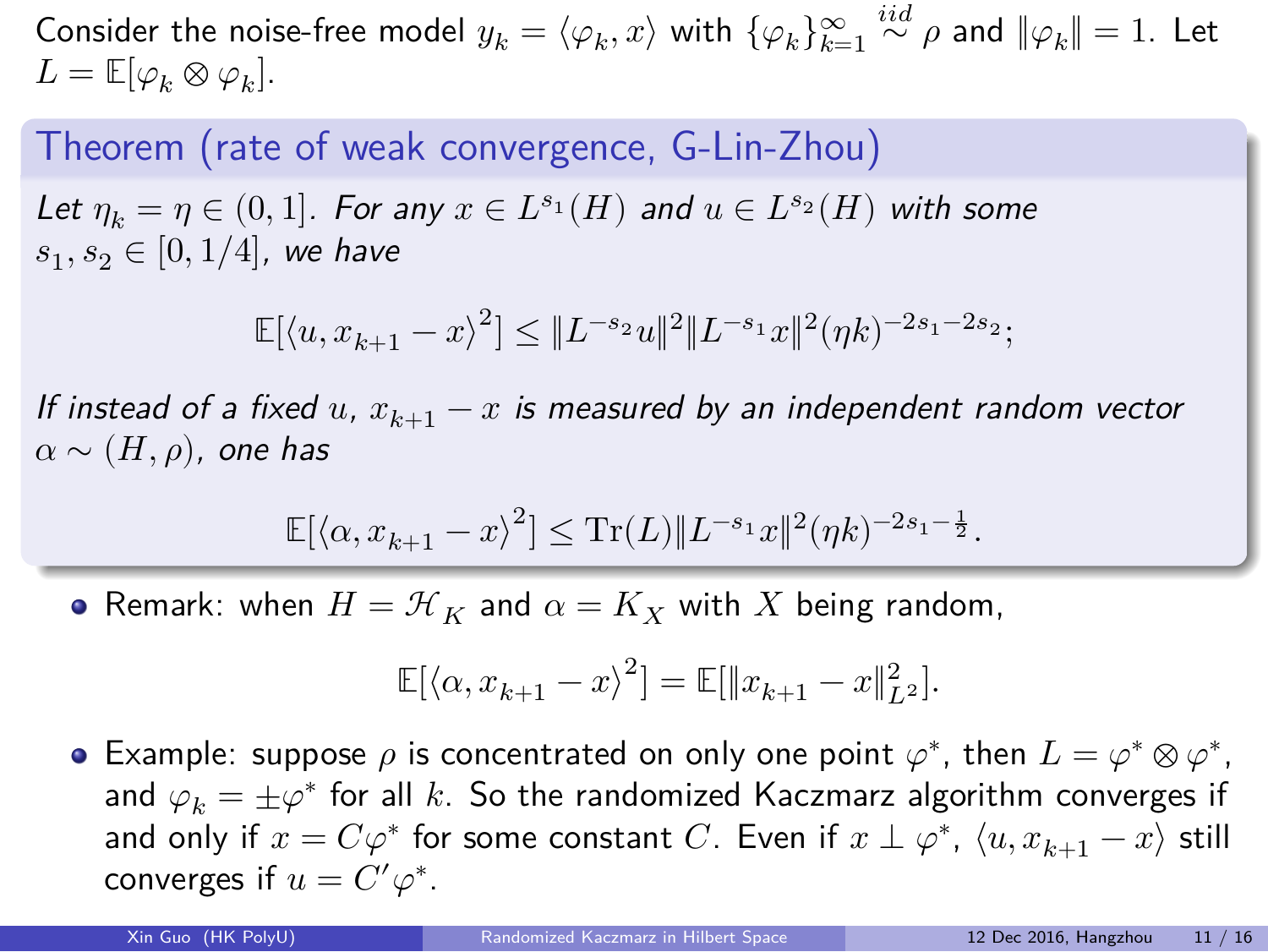Consider the noise-free model $y_k = \langle \varphi_k, x \rangle$ with $\{\varphi_k\}_{k=1}^{\infty} \overset{iid}{\sim} \rho$ and $\|\varphi_k\| = 1$. Let $L = \mathbb{E}[\varphi_k \otimes \varphi_k]$.

## Theorem (rate of weak convergence, G-Lin-Zhou)

*Let $\eta_k = \eta \in (0, 1]$. For any $x \in L^{s_1}(H)$ and $u \in L^{s_2}(H)$ with some $s_1, s_2 \in [0, 1/4]$, we have*

$$\mathbb{E}[\langle u, x_{k+1} - x \rangle^2] \leq \|L^{-s_2} u\|^2 \|L^{-s_1} x\|^2 (\eta k)^{-2s_1 - 2s_2};$$

*If instead of a fixed $u$, $x_{k+1} - x$ is measured by an independent random vector $\alpha \sim (H, \rho)$, one has*

$$\mathbb{E}[\langle \alpha, x_{k+1} - x \rangle^2] \leq \mathrm{Tr}(L) \|L^{-s_1} x\|^2 (\eta k)^{-2s_1 - \frac{1}{2}}.$$

- Remark: when $H = \mathcal{H}_K$ and $\alpha = K_X$ with $X$ being random,

$$\mathbb{E}[\langle \alpha, x_{k+1} - x \rangle^2] = \mathbb{E}[\|x_{k+1} - x\|_{L^2}^2].$$

- Example: suppose $\rho$ is concentrated on only one point $\varphi^*$, then $L = \varphi^* \otimes \varphi^*$, and $\varphi_k = \pm \varphi^*$ for all $k$. So the randomized Kaczmarz algorithm converges if and only if $x = C\varphi^*$ for some constant $C$. Even if $x \perp \varphi^*$, $\langle u, x_{k+1} - x \rangle$ still converges if $u = C'\varphi^*$.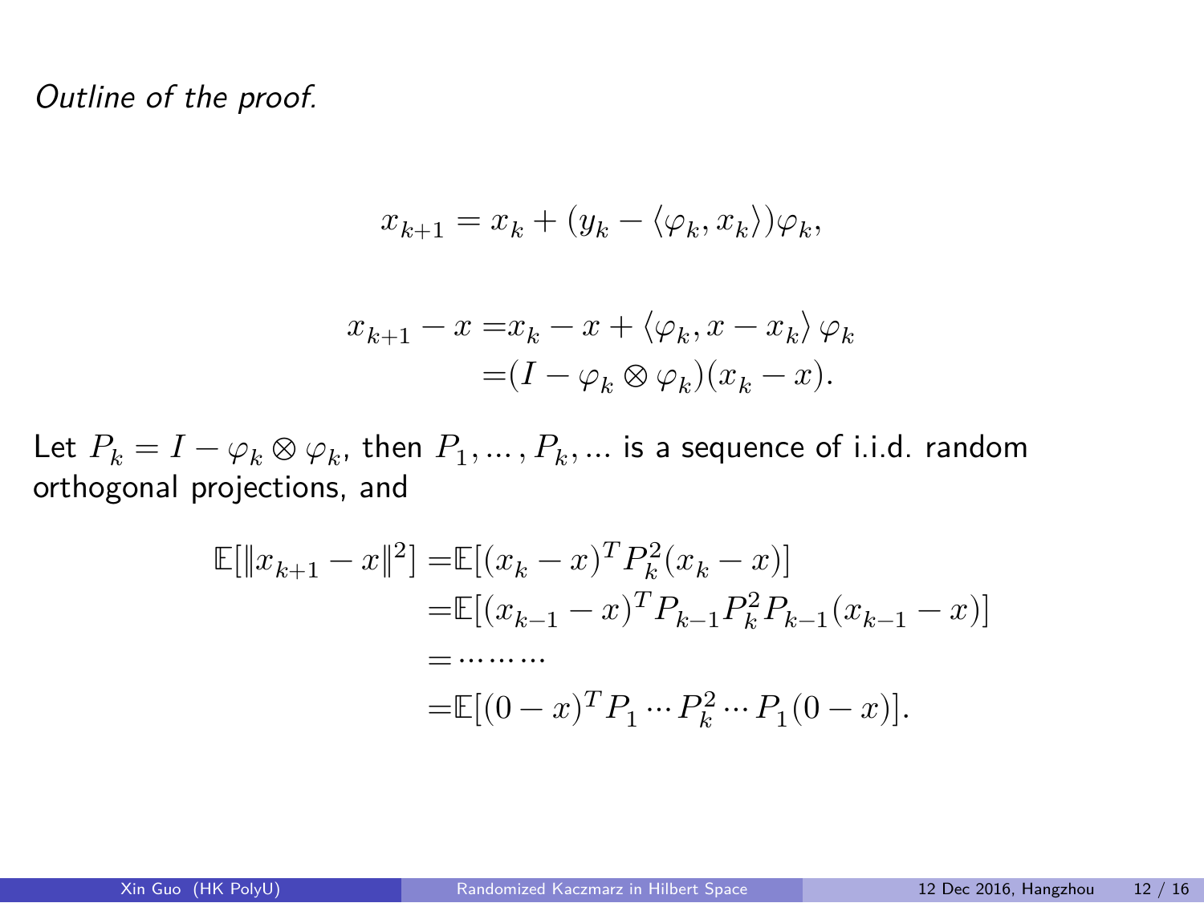*Outline of the proof.*

$$x_{k+1} = x_k + (y_k - \langle \varphi_k, x_k \rangle)\varphi_k,$$

$$\begin{aligned} x_{k+1} - x =& x_k - x + \langle \varphi_k, x - x_k \rangle \varphi_k \\ =& (I - \varphi_k \otimes \varphi_k)(x_k - x). \end{aligned}$$

Let $P_k = I - \varphi_k \otimes \varphi_k$, then $P_1, \ldots, P_k, \ldots$ is a sequence of i.i.d. random orthogonal projections, and

$$\begin{aligned} \mathbb{E}[\|x_{k+1} - x\|^2] =& \mathbb{E}[(x_k - x)^T P_k^2 (x_k - x)] \\ =& \mathbb{E}[(x_{k-1} - x)^T P_{k-1} P_k^2 P_{k-1} (x_{k-1} - x)] \\ =& \cdots\cdots\cdots \\ =& \mathbb{E}[(0 - x)^T P_1 \cdots P_k^2 \cdots P_1 (0 - x)]. \end{aligned}$$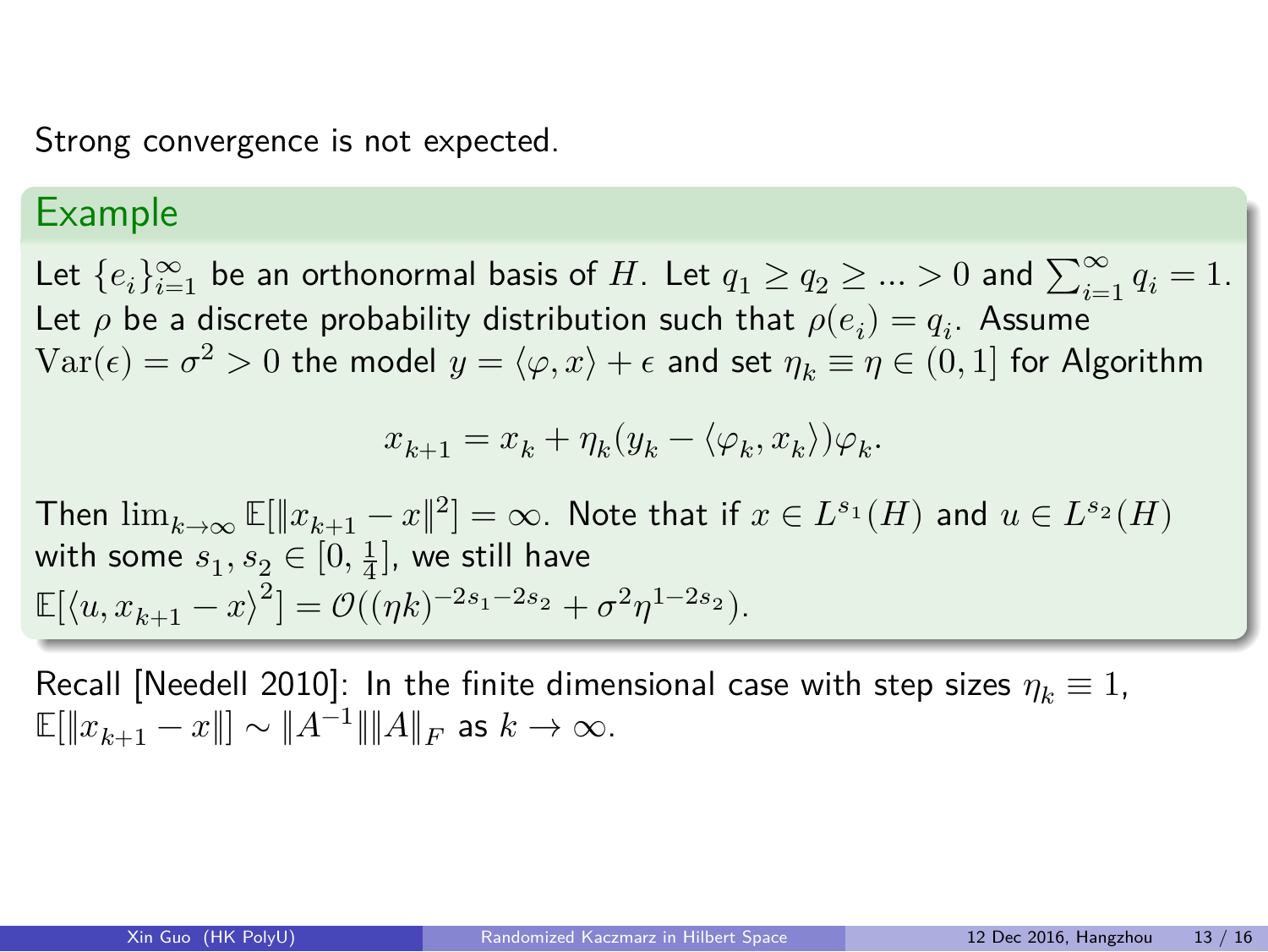Strong convergence is not expected.

### Example

Let $\{e_i\}_{i=1}^{\infty}$ be an orthonormal basis of $H$. Let $q_1 \geq q_2 \geq ... > 0$ and $\sum_{i=1}^{\infty} q_i = 1$. Let $\rho$ be a discrete probability distribution such that $\rho(e_i) = q_i$. Assume $\mathrm{Var}(\epsilon) = \sigma^2 > 0$ the model $y = \langle \varphi, x \rangle + \epsilon$ and set $\eta_k \equiv \eta \in (0, 1]$ for Algorithm

$$x_{k+1} = x_k + \eta_k(y_k - \langle \varphi_k, x_k \rangle)\varphi_k.$$

Then $\lim_{k\to\infty} \mathbb{E}[\|x_{k+1} - x\|^2] = \infty$. Note that if $x \in L^{s_1}(H)$ and $u \in L^{s_2}(H)$ with some $s_1, s_2 \in [0, \frac{1}{4}]$, we still have $\mathbb{E}[\langle u, x_{k+1} - x \rangle^2] = \mathcal{O}((\eta k)^{-2s_1 - 2s_2} + \sigma^2 \eta^{1-2s_2})$.

Recall [Needell 2010]: In the finite dimensional case with step sizes $\eta_k \equiv 1$, $\mathbb{E}[\|x_{k+1} - x\|] \sim \|A^{-1}\| \|A\|_F$ as $k \to \infty$.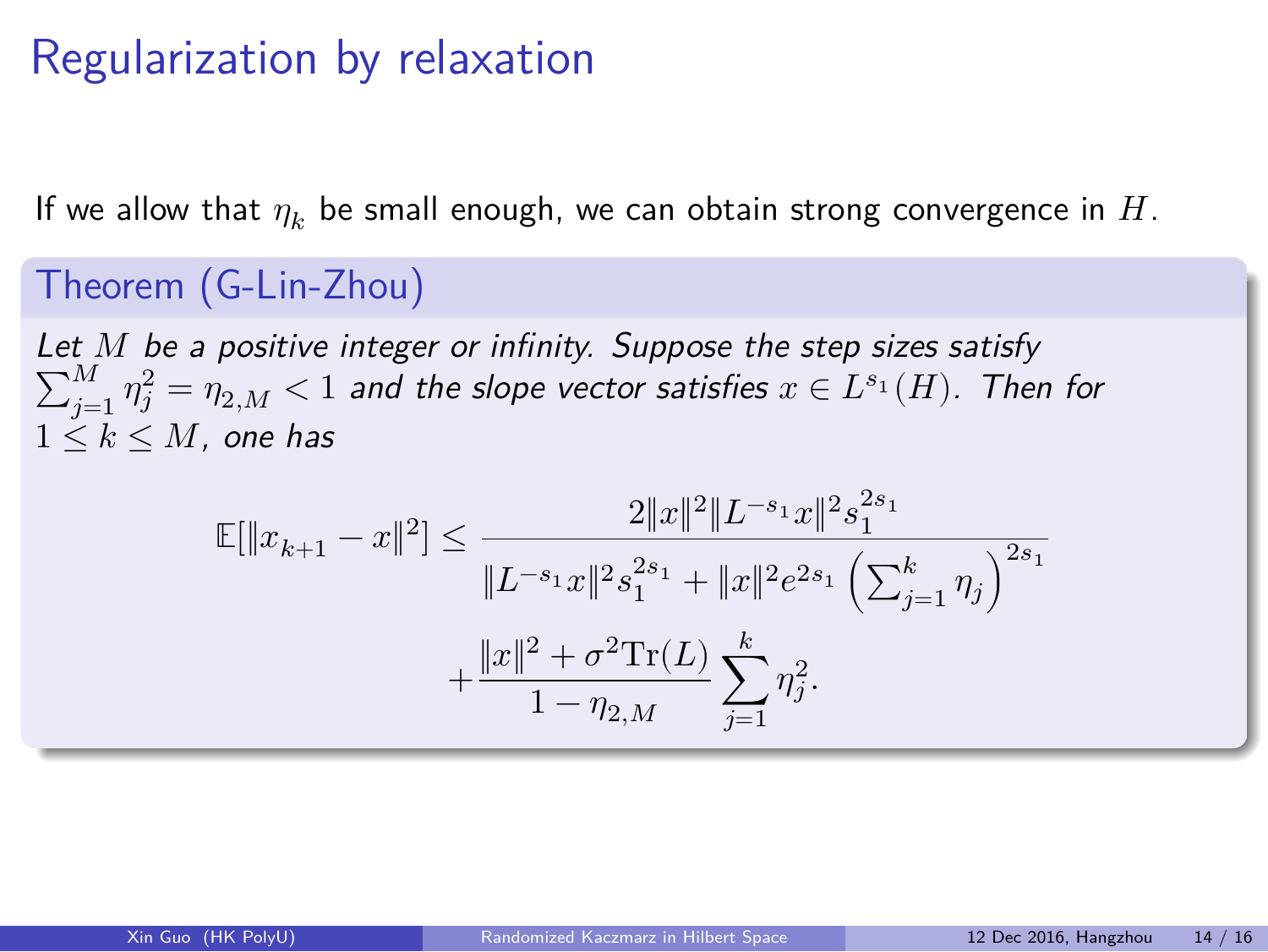# Regularization by relaxation

If we allow that $\eta_k$ be small enough, we can obtain strong convergence in $H$.

## Theorem (G-Lin-Zhou)

*Let $M$ be a positive integer or infinity. Suppose the step sizes satisfy $\sum_{j=1}^{M} \eta_j^2 = \eta_{2,M} < 1$ and the slope vector satisfies $x \in L^{s_1}(H)$. Then for $1 \leq k \leq M$, one has*

$$\mathbb{E}[\|x_{k+1} - x\|^2] \leq \frac{2\|x\|^2 \|L^{-s_1} x\|^2 s_1^{2s_1}}{\|L^{-s_1} x\|^2 s_1^{2s_1} + \|x\|^2 e^{2s_1} \left(\sum_{j=1}^{k} \eta_j\right)^{2s_1}} + \frac{\|x\|^2 + \sigma^2 \mathrm{Tr}(L)}{1 - \eta_{2,M}} \sum_{j=1}^{k} \eta_j^2.$$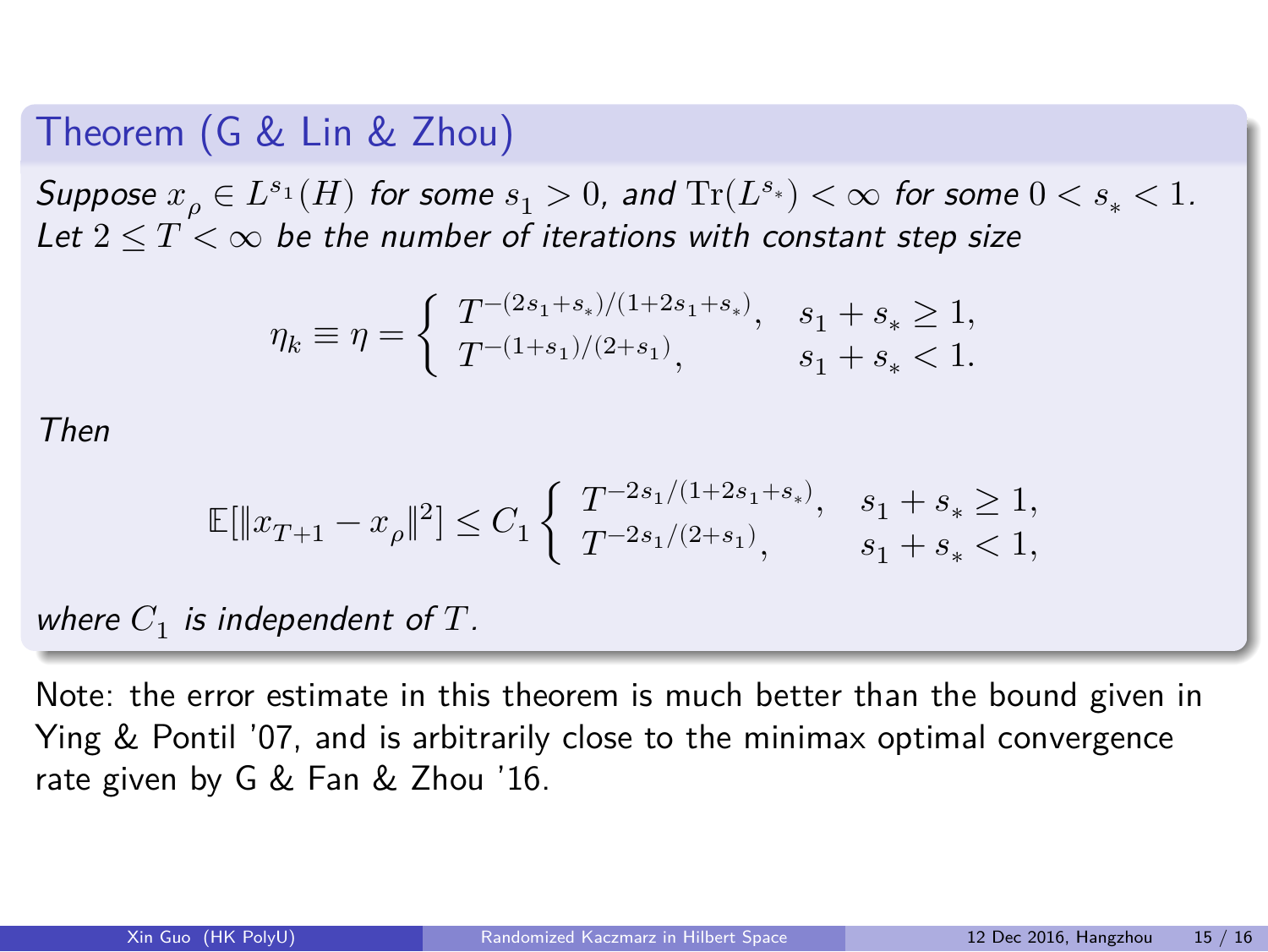**Theorem (G & Lin & Zhou)**

*Suppose $x_\rho \in L^{s_1}(H)$ for some $s_1 > 0$, and $\mathrm{Tr}(L^{s_*}) < \infty$ for some $0 < s_* < 1$. Let $2 \leq T < \infty$ be the number of iterations with constant step size*

$$\eta_k \equiv \eta = \begin{cases} T^{-(2s_1+s_*)/(1+2s_1+s_*)}, & s_1 + s_* \geq 1, \\ T^{-(1+s_1)/(2+s_1)}, & s_1 + s_* < 1. \end{cases}$$

*Then*

$$\mathbb{E}[\|x_{T+1} - x_\rho\|^2] \leq C_1 \begin{cases} T^{-2s_1/(1+2s_1+s_*)}, & s_1 + s_* \geq 1, \\ T^{-2s_1/(2+s_1)}, & s_1 + s_* < 1, \end{cases}$$

*where $C_1$ is independent of $T$.*

Note: the error estimate in this theorem is much better than the bound given in Ying & Pontil '07, and is arbitrarily close to the minimax optimal convergence rate given by G & Fan & Zhou '16.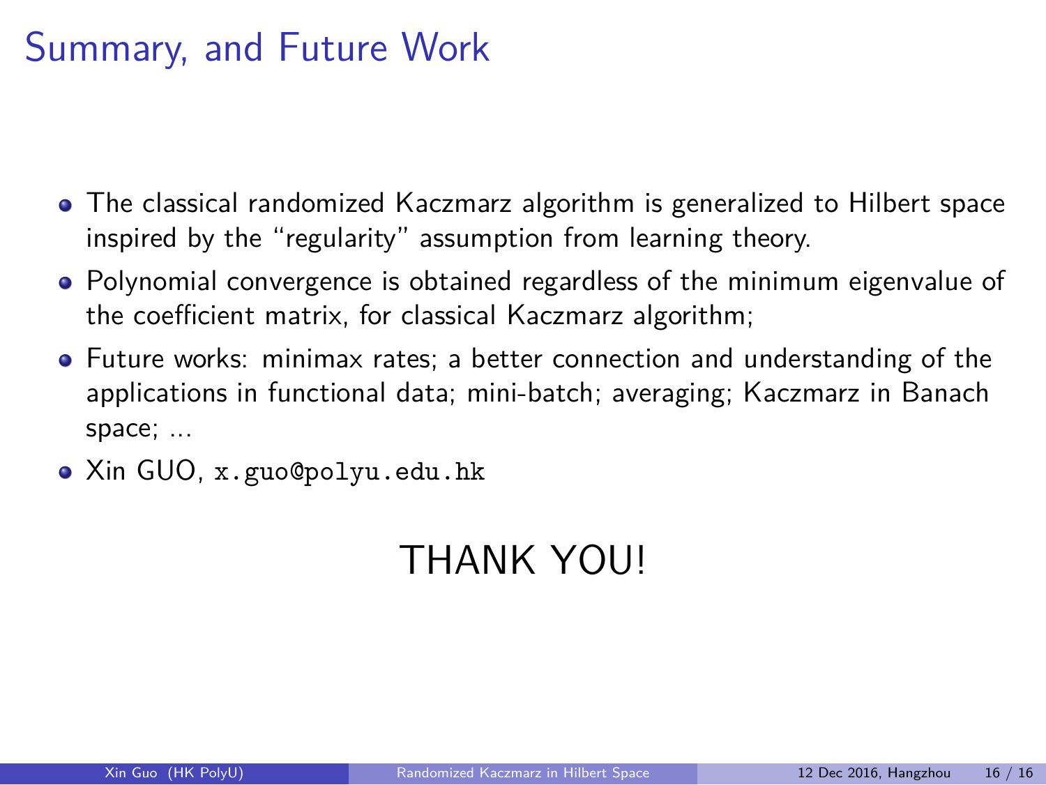# Summary, and Future Work

- The classical randomized Kaczmarz algorithm is generalized to Hilbert space inspired by the "regularity" assumption from learning theory.
- Polynomial convergence is obtained regardless of the minimum eigenvalue of the coefficient matrix, for classical Kaczmarz algorithm;
- Future works: minimax rates; a better connection and understanding of the applications in functional data; mini-batch; averaging; Kaczmarz in Banach space; ...
- Xin GUO, x.guo@polyu.edu.hk

THANK YOU!